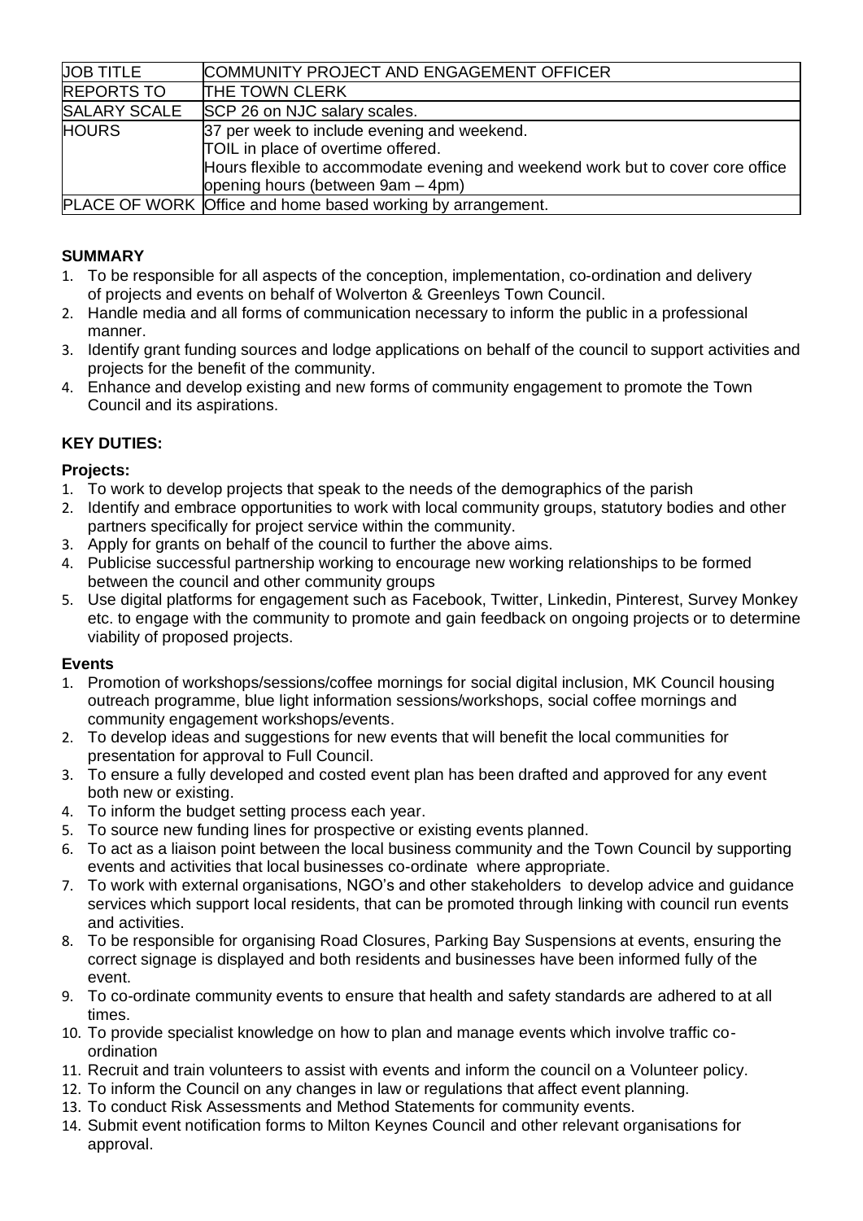| JOB TITLE | COMMUNITY PROJECT AND ENGAGEMENT OFFICER |
|---|---|
| REPORTS TO | THE TOWN CLERK |
| SALARY SCALE | SCP 26 on NJC salary scales. |
| HOURS | 37 per week to include evening and weekend.<br>TOIL in place of overtime offered.<br>Hours flexible to accommodate evening and weekend work but to cover core office opening hours (between 9am – 4pm) |
| PLACE OF WORK | Office and home based working by arrangement. |

**SUMMARY**

1. To be responsible for all aspects of the conception, implementation, co-ordination and delivery of projects and events on behalf of Wolverton & Greenleys Town Council.
2. Handle media and all forms of communication necessary to inform the public in a professional manner.
3. Identify grant funding sources and lodge applications on behalf of the council to support activities and projects for the benefit of the community.
4. Enhance and develop existing and new forms of community engagement to promote the Town Council and its aspirations.

**KEY DUTIES:**

**Projects:**

1. To work to develop projects that speak to the needs of the demographics of the parish
2. Identify and embrace opportunities to work with local community groups, statutory bodies and other partners specifically for project service within the community.
3. Apply for grants on behalf of the council to further the above aims.
4. Publicise successful partnership working to encourage new working relationships to be formed between the council and other community groups
5. Use digital platforms for engagement such as Facebook, Twitter, Linkedin, Pinterest, Survey Monkey etc. to engage with the community to promote and gain feedback on ongoing projects or to determine viability of proposed projects.

**Events**

1. Promotion of workshops/sessions/coffee mornings for social digital inclusion, MK Council housing outreach programme, blue light information sessions/workshops, social coffee mornings and community engagement workshops/events.
2. To develop ideas and suggestions for new events that will benefit the local communities for presentation for approval to Full Council.
3. To ensure a fully developed and costed event plan has been drafted and approved for any event both new or existing.
4. To inform the budget setting process each year.
5. To source new funding lines for prospective or existing events planned.
6. To act as a liaison point between the local business community and the Town Council by supporting events and activities that local businesses co-ordinate where appropriate.
7. To work with external organisations, NGO's and other stakeholders to develop advice and guidance services which support local residents, that can be promoted through linking with council run events and activities.
8. To be responsible for organising Road Closures, Parking Bay Suspensions at events, ensuring the correct signage is displayed and both residents and businesses have been informed fully of the event.
9. To co-ordinate community events to ensure that health and safety standards are adhered to at all times.
10. To provide specialist knowledge on how to plan and manage events which involve traffic co-ordination
11. Recruit and train volunteers to assist with events and inform the council on a Volunteer policy.
12. To inform the Council on any changes in law or regulations that affect event planning.
13. To conduct Risk Assessments and Method Statements for community events.
14. Submit event notification forms to Milton Keynes Council and other relevant organisations for approval.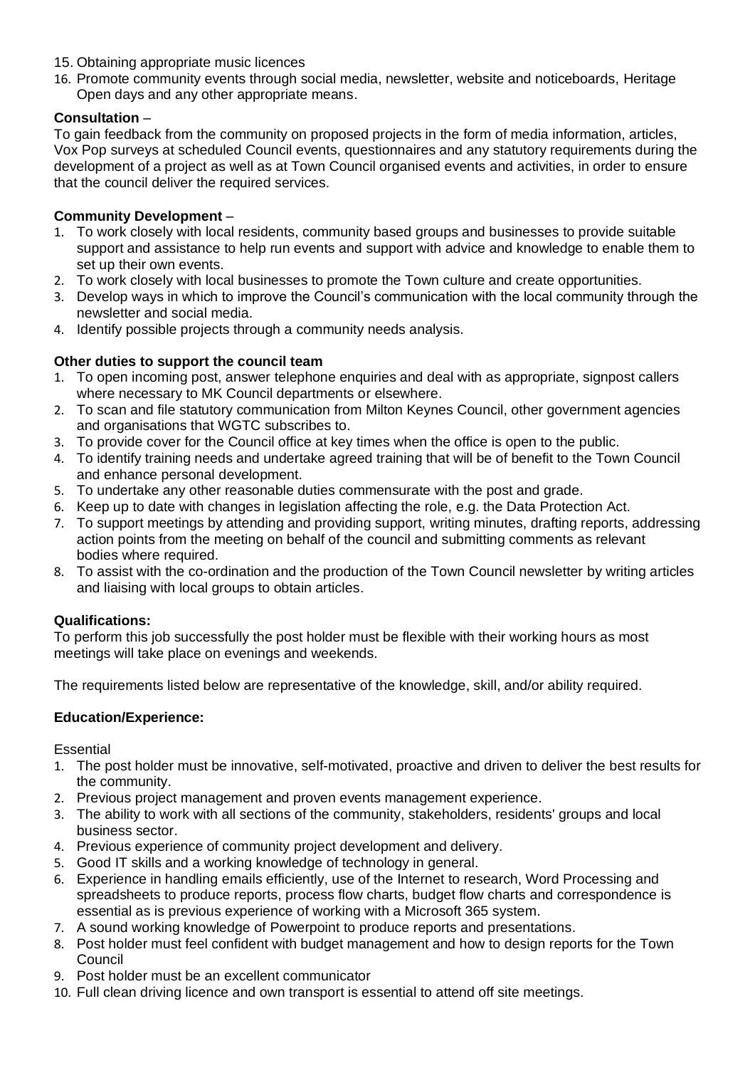15. Obtaining appropriate music licences
16. Promote community events through social media, newsletter, website and noticeboards, Heritage Open days and any other appropriate means.

**Consultation** –
To gain feedback from the community on proposed projects in the form of media information, articles, Vox Pop surveys at scheduled Council events, questionnaires and any statutory requirements during the development of a project as well as at Town Council organised events and activities, in order to ensure that the council deliver the required services.

**Community Development** –

1. To work closely with local residents, community based groups and businesses to provide suitable support and assistance to help run events and support with advice and knowledge to enable them to set up their own events.
2. To work closely with local businesses to promote the Town culture and create opportunities.
3. Develop ways in which to improve the Council's communication with the local community through the newsletter and social media.
4. Identify possible projects through a community needs analysis.

**Other duties to support the council team**

1. To open incoming post, answer telephone enquiries and deal with as appropriate, signpost callers where necessary to MK Council departments or elsewhere.
2. To scan and file statutory communication from Milton Keynes Council, other government agencies and organisations that WGTC subscribes to.
3. To provide cover for the Council office at key times when the office is open to the public.
4. To identify training needs and undertake agreed training that will be of benefit to the Town Council and enhance personal development.
5. To undertake any other reasonable duties commensurate with the post and grade.
6. Keep up to date with changes in legislation affecting the role, e.g. the Data Protection Act.
7. To support meetings by attending and providing support, writing minutes, drafting reports, addressing action points from the meeting on behalf of the council and submitting comments as relevant bodies where required.
8. To assist with the co-ordination and the production of the Town Council newsletter by writing articles and liaising with local groups to obtain articles.

**Qualifications:**
To perform this job successfully the post holder must be flexible with their working hours as most meetings will take place on evenings and weekends.

The requirements listed below are representative of the knowledge, skill, and/or ability required.

**Education/Experience:**

Essential

1. The post holder must be innovative, self-motivated, proactive and driven to deliver the best results for the community.
2. Previous project management and proven events management experience.
3. The ability to work with all sections of the community, stakeholders, residents' groups and local business sector.
4. Previous experience of community project development and delivery.
5. Good IT skills and a working knowledge of technology in general.
6. Experience in handling emails efficiently, use of the Internet to research, Word Processing and spreadsheets to produce reports, process flow charts, budget flow charts and correspondence is essential as is previous experience of working with a Microsoft 365 system.
7. A sound working knowledge of Powerpoint to produce reports and presentations.
8. Post holder must feel confident with budget management and how to design reports for the Town Council
9. Post holder must be an excellent communicator
10. Full clean driving licence and own transport is essential to attend off site meetings.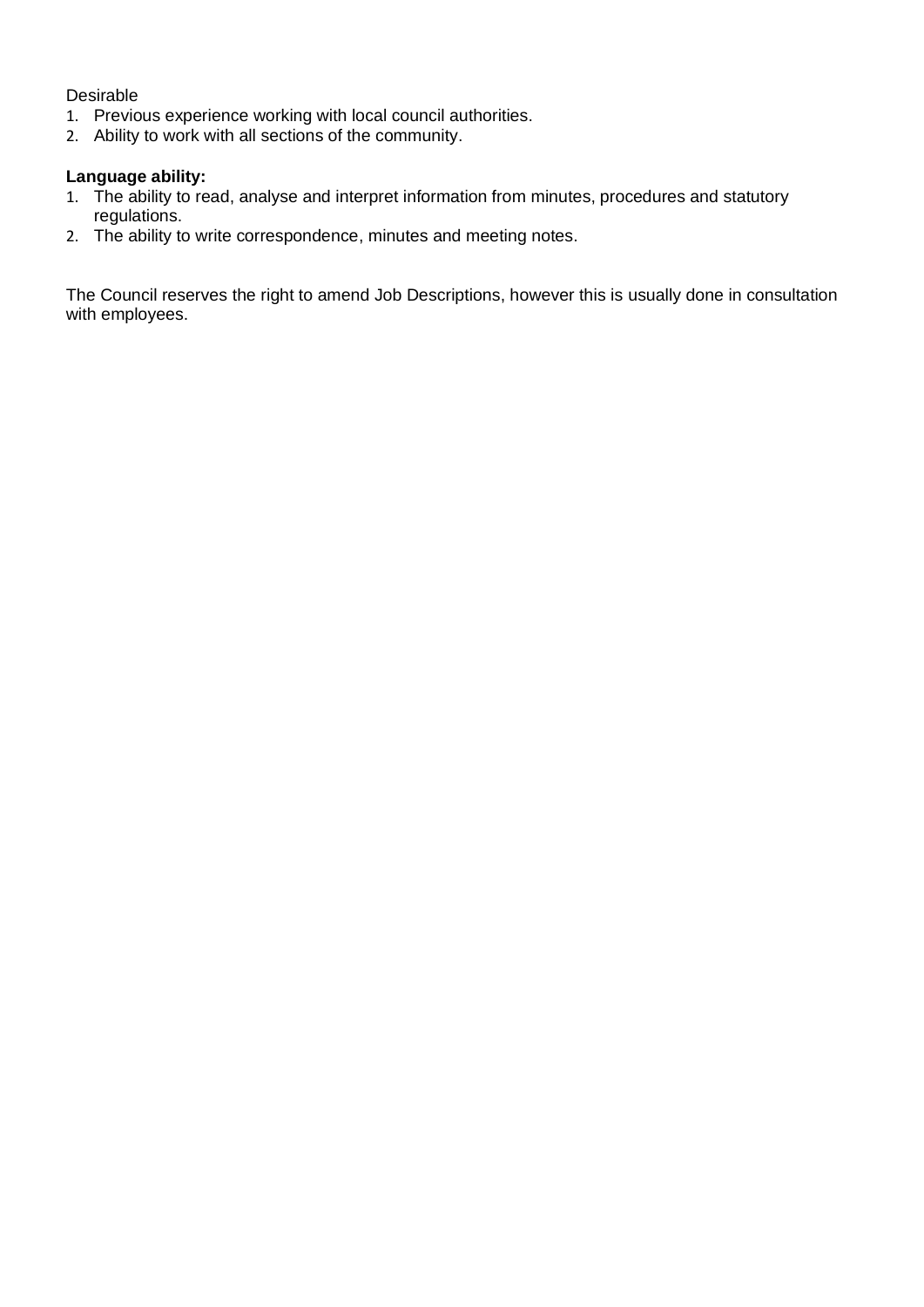Desirable

1. Previous experience working with local council authorities.
2. Ability to work with all sections of the community.

**Language ability:**

1. The ability to read, analyse and interpret information from minutes, procedures and statutory regulations.
2. The ability to write correspondence, minutes and meeting notes.

The Council reserves the right to amend Job Descriptions, however this is usually done in consultation with employees.